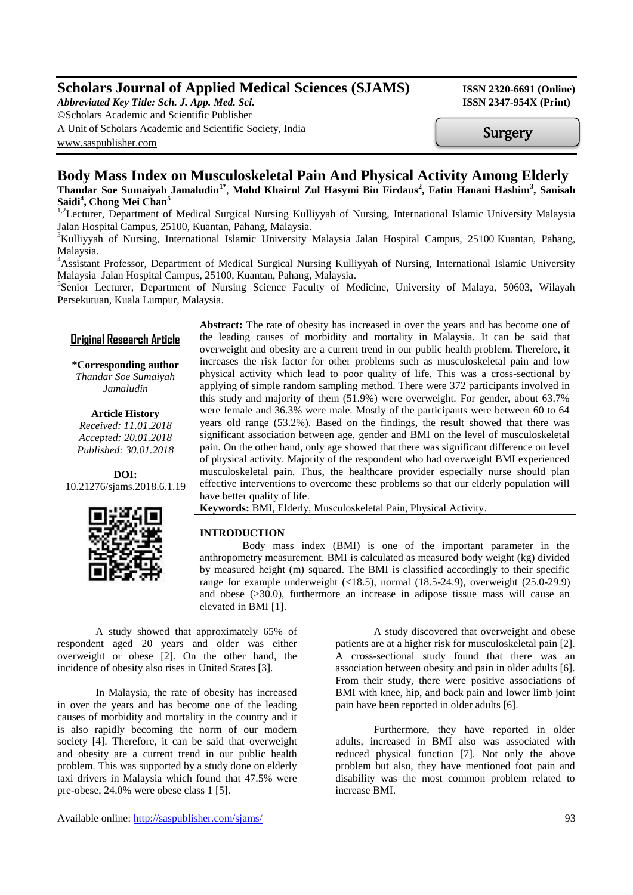# Scholars Journal of Applied Medical Sciences (SJAMS)

*Abbreviated Key Title: Sch. J. App. Med. Sci.*
©Scholars Academic and Scientific Publisher
A Unit of Scholars Academic and Scientific Society, India
www.saspublisher.com

**ISSN 2320-6691 (Online)**
**ISSN 2347-954X (Print)**

Surgery

# Body Mass Index on Musculoskeletal Pain And Physical Activity Among Elderly

**Thandar Soe Sumaiyah Jamaludin[1*], Mohd Khairul Zul Hasymi Bin Firdaus[2], Fatin Hanani Hashim[3], Sanisah Saidi[4], Chong Mei Chan[5]**

[1,2]Lecturer, Department of Medical Surgical Nursing Kulliyyah of Nursing, International Islamic University Malaysia Jalan Hospital Campus, 25100, Kuantan, Pahang, Malaysia.
[3]Kulliyyah of Nursing, International Islamic University Malaysia Jalan Hospital Campus, 25100 Kuantan, Pahang, Malaysia.
[4]Assistant Professor, Department of Medical Surgical Nursing Kulliyyah of Nursing, International Islamic University Malaysia Jalan Hospital Campus, 25100, Kuantan, Pahang, Malaysia.
[5]Senior Lecturer, Department of Nursing Science Faculty of Medicine, University of Malaya, 50603, Wilayah Persekutuan, Kuala Lumpur, Malaysia.

**Original Research Article**

**\*Corresponding author**
*Thandar Soe Sumaiyah Jamaludin*

**Article History**
*Received: 11.01.2018*
*Accepted: 20.01.2018*
*Published: 30.01.2018*

**DOI:**
10.21276/sjams.2018.6.1.19

**Abstract:** The rate of obesity has increased in over the years and has become one of the leading causes of morbidity and mortality in Malaysia. It can be said that overweight and obesity are a current trend in our public health problem. Therefore, it increases the risk factor for other problems such as musculoskeletal pain and low physical activity which lead to poor quality of life. This was a cross-sectional by applying of simple random sampling method. There were 372 participants involved in this study and majority of them (51.9%) were overweight. For gender, about 63.7% were female and 36.3% were male. Mostly of the participants were between 60 to 64 years old range (53.2%). Based on the findings, the result showed that there was significant association between age, gender and BMI on the level of musculoskeletal pain. On the other hand, only age showed that there was significant difference on level of physical activity. Majority of the respondent who had overweight BMI experienced musculoskeletal pain. Thus, the healthcare provider especially nurse should plan effective interventions to overcome these problems so that our elderly population will have better quality of life.

**Keywords:** BMI, Elderly, Musculoskeletal Pain, Physical Activity.

## INTRODUCTION

Body mass index (BMI) is one of the important parameter in the anthropometry measurement. BMI is calculated as measured body weight (kg) divided by measured height (m) squared. The BMI is classified accordingly to their specific range for example underweight (<18.5), normal (18.5-24.9), overweight (25.0-29.9) and obese (>30.0), furthermore an increase in adipose tissue mass will cause an elevated in BMI [1].

A study showed that approximately 65% of respondent aged 20 years and older was either overweight or obese [2]. On the other hand, the incidence of obesity also rises in United States [3].

In Malaysia, the rate of obesity has increased in over the years and has become one of the leading causes of morbidity and mortality in the country and it is also rapidly becoming the norm of our modern society [4]. Therefore, it can be said that overweight and obesity are a current trend in our public health problem. This was supported by a study done on elderly taxi drivers in Malaysia which found that 47.5% were pre-obese, 24.0% were obese class 1 [5].

A study discovered that overweight and obese patients are at a higher risk for musculoskeletal pain [2]. A cross-sectional study found that there was an association between obesity and pain in older adults [6]. From their study, there were positive associations of BMI with knee, hip, and back pain and lower limb joint pain have been reported in older adults [6].

Furthermore, they have reported in older adults, increased in BMI also was associated with reduced physical function [7]. Not only the above problem but also, they have mentioned foot pain and disability was the most common problem related to increase BMI.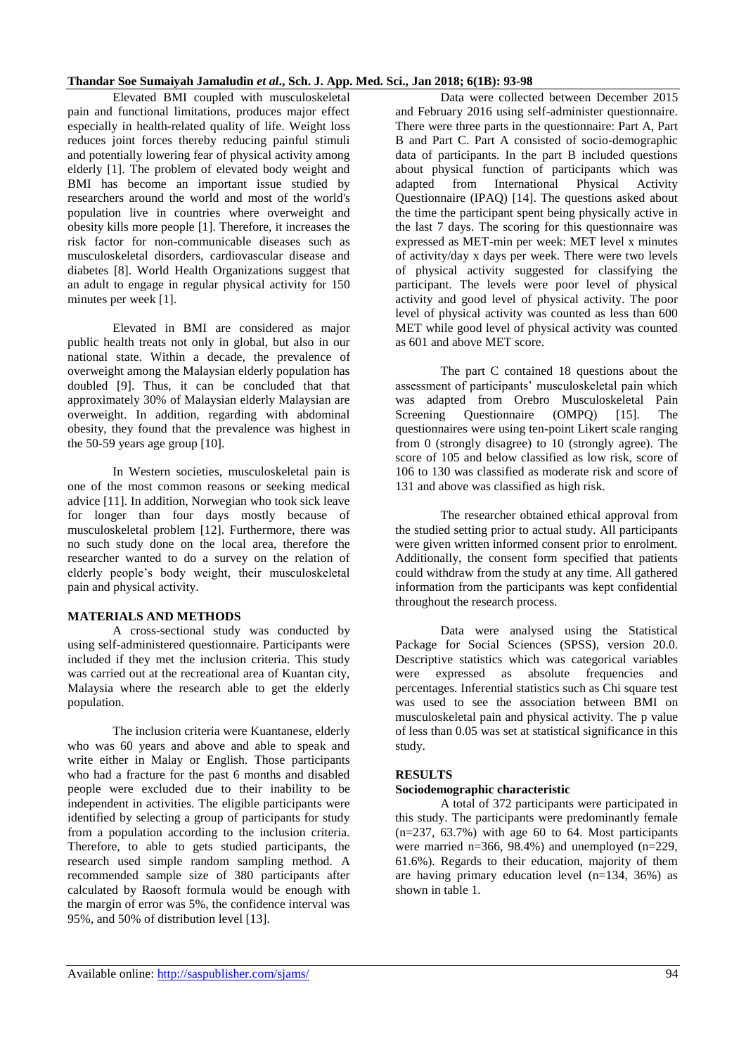Elevated BMI coupled with musculoskeletal pain and functional limitations, produces major effect especially in health-related quality of life. Weight loss reduces joint forces thereby reducing painful stimuli and potentially lowering fear of physical activity among elderly [1]. The problem of elevated body weight and BMI has become an important issue studied by researchers around the world and most of the world's population live in countries where overweight and obesity kills more people [1]. Therefore, it increases the risk factor for non-communicable diseases such as musculoskeletal disorders, cardiovascular disease and diabetes [8]. World Health Organizations suggest that an adult to engage in regular physical activity for 150 minutes per week [1].

Elevated in BMI are considered as major public health treats not only in global, but also in our national state. Within a decade, the prevalence of overweight among the Malaysian elderly population has doubled [9]. Thus, it can be concluded that that approximately 30% of Malaysian elderly Malaysian are overweight. In addition, regarding with abdominal obesity, they found that the prevalence was highest in the 50-59 years age group [10].

In Western societies, musculoskeletal pain is one of the most common reasons or seeking medical advice [11]. In addition, Norwegian who took sick leave for longer than four days mostly because of musculoskeletal problem [12]. Furthermore, there was no such study done on the local area, therefore the researcher wanted to do a survey on the relation of elderly people's body weight, their musculoskeletal pain and physical activity.

## MATERIALS AND METHODS

A cross-sectional study was conducted by using self-administered questionnaire. Participants were included if they met the inclusion criteria. This study was carried out at the recreational area of Kuantan city, Malaysia where the research able to get the elderly population.

The inclusion criteria were Kuantanese, elderly who was 60 years and above and able to speak and write either in Malay or English. Those participants who had a fracture for the past 6 months and disabled people were excluded due to their inability to be independent in activities. The eligible participants were identified by selecting a group of participants for study from a population according to the inclusion criteria. Therefore, to able to gets studied participants, the research used simple random sampling method. A recommended sample size of 380 participants after calculated by Raosoft formula would be enough with the margin of error was 5%, the confidence interval was 95%, and 50% of distribution level [13].

Data were collected between December 2015 and February 2016 using self-administer questionnaire. There were three parts in the questionnaire: Part A, Part B and Part C. Part A consisted of socio-demographic data of participants. In the part B included questions about physical function of participants which was adapted from International Physical Activity Questionnaire (IPAQ) [14]. The questions asked about the time the participant spent being physically active in the last 7 days. The scoring for this questionnaire was expressed as MET-min per week: MET level x minutes of activity/day x days per week. There were two levels of physical activity suggested for classifying the participant. The levels were poor level of physical activity and good level of physical activity. The poor level of physical activity was counted as less than 600 MET while good level of physical activity was counted as 601 and above MET score.

The part C contained 18 questions about the assessment of participants' musculoskeletal pain which was adapted from Orebro Musculoskeletal Pain Screening Questionnaire (OMPQ) [15]. The questionnaires were using ten-point Likert scale ranging from 0 (strongly disagree) to 10 (strongly agree). The score of 105 and below classified as low risk, score of 106 to 130 was classified as moderate risk and score of 131 and above was classified as high risk.

The researcher obtained ethical approval from the studied setting prior to actual study. All participants were given written informed consent prior to enrolment. Additionally, the consent form specified that patients could withdraw from the study at any time. All gathered information from the participants was kept confidential throughout the research process.

Data were analysed using the Statistical Package for Social Sciences (SPSS), version 20.0. Descriptive statistics which was categorical variables were expressed as absolute frequencies and percentages. Inferential statistics such as Chi square test was used to see the association between BMI on musculoskeletal pain and physical activity. The p value of less than 0.05 was set at statistical significance in this study.

## RESULTS

### Sociodemographic characteristic

A total of 372 participants were participated in this study. The participants were predominantly female (n=237, 63.7%) with age 60 to 64. Most participants were married n=366, 98.4%) and unemployed (n=229, 61.6%). Regards to their education, majority of them are having primary education level (n=134, 36%) as shown in table 1.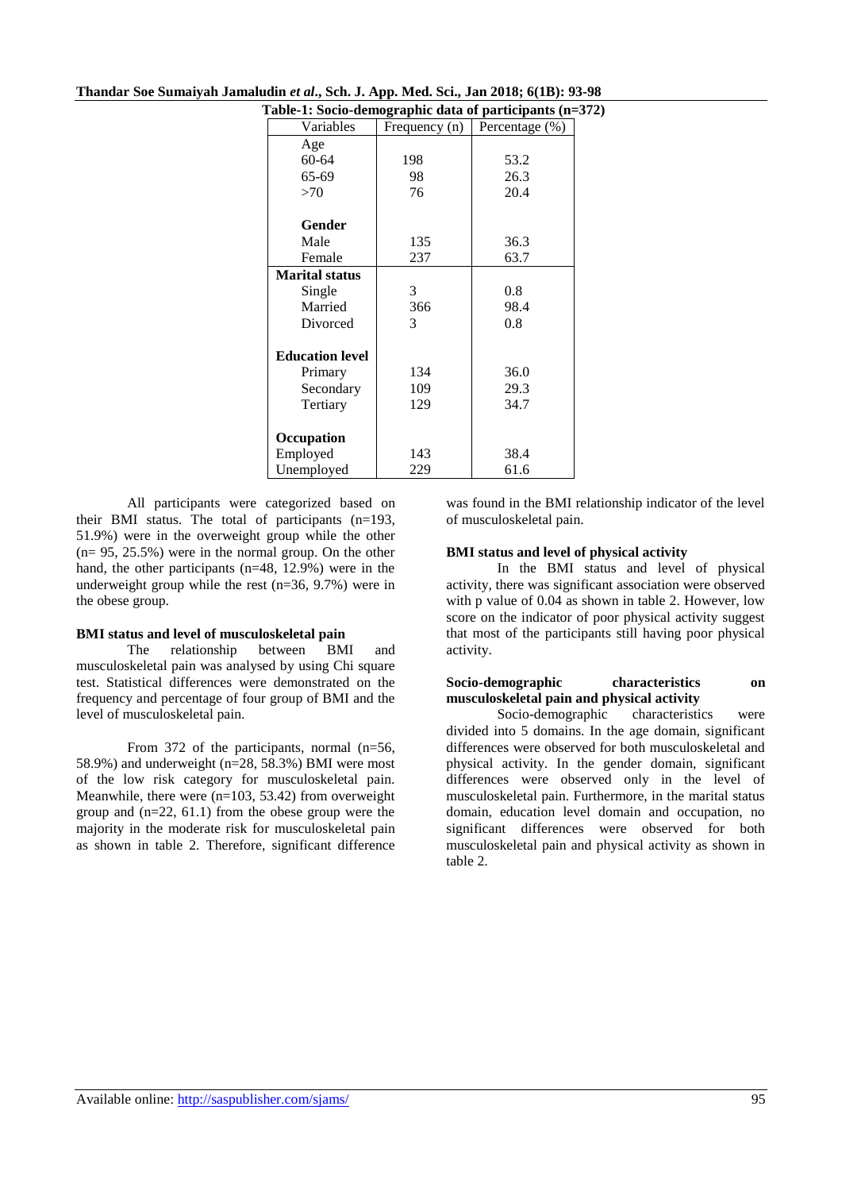**Table-1: Socio-demographic data of participants (n=372)**

| Variables | Frequency (n) | Percentage (%) |
|---|---|---|
| Age | | |
| 60-64 | 198 | 53.2 |
| 65-69 | 98 | 26.3 |
| >70 | 76 | 20.4 |
| **Gender** | | |
| Male | 135 | 36.3 |
| Female | 237 | 63.7 |
| **Marital status** | | |
| Single | 3 | 0.8 |
| Married | 366 | 98.4 |
| Divorced | 3 | 0.8 |
| **Education level** | | |
| Primary | 134 | 36.0 |
| Secondary | 109 | 29.3 |
| Tertiary | 129 | 34.7 |
| **Occupation** | | |
| Employed | 143 | 38.4 |
| Unemployed | 229 | 61.6 |

All participants were categorized based on their BMI status. The total of participants (n=193, 51.9%) were in the overweight group while the other (n= 95, 25.5%) were in the normal group. On the other hand, the other participants (n=48, 12.9%) were in the underweight group while the rest (n=36, 9.7%) were in the obese group.

### BMI status and level of musculoskeletal pain

The relationship between BMI and musculoskeletal pain was analysed by using Chi square test. Statistical differences were demonstrated on the frequency and percentage of four group of BMI and the level of musculoskeletal pain.

From 372 of the participants, normal (n=56, 58.9%) and underweight (n=28, 58.3%) BMI were most of the low risk category for musculoskeletal pain. Meanwhile, there were (n=103, 53.42) from overweight group and (n=22, 61.1) from the obese group were the majority in the moderate risk for musculoskeletal pain as shown in table 2. Therefore, significant difference was found in the BMI relationship indicator of the level of musculoskeletal pain.

### BMI status and level of physical activity

In the BMI status and level of physical activity, there was significant association were observed with p value of 0.04 as shown in table 2. However, low score on the indicator of poor physical activity suggest that most of the participants still having poor physical activity.

### Socio-demographic characteristics on musculoskeletal pain and physical activity

Socio-demographic characteristics were divided into 5 domains. In the age domain, significant differences were observed for both musculoskeletal and physical activity. In the gender domain, significant differences were observed only in the level of musculoskeletal pain. Furthermore, in the marital status domain, education level domain and occupation, no significant differences were observed for both musculoskeletal pain and physical activity as shown in table 2.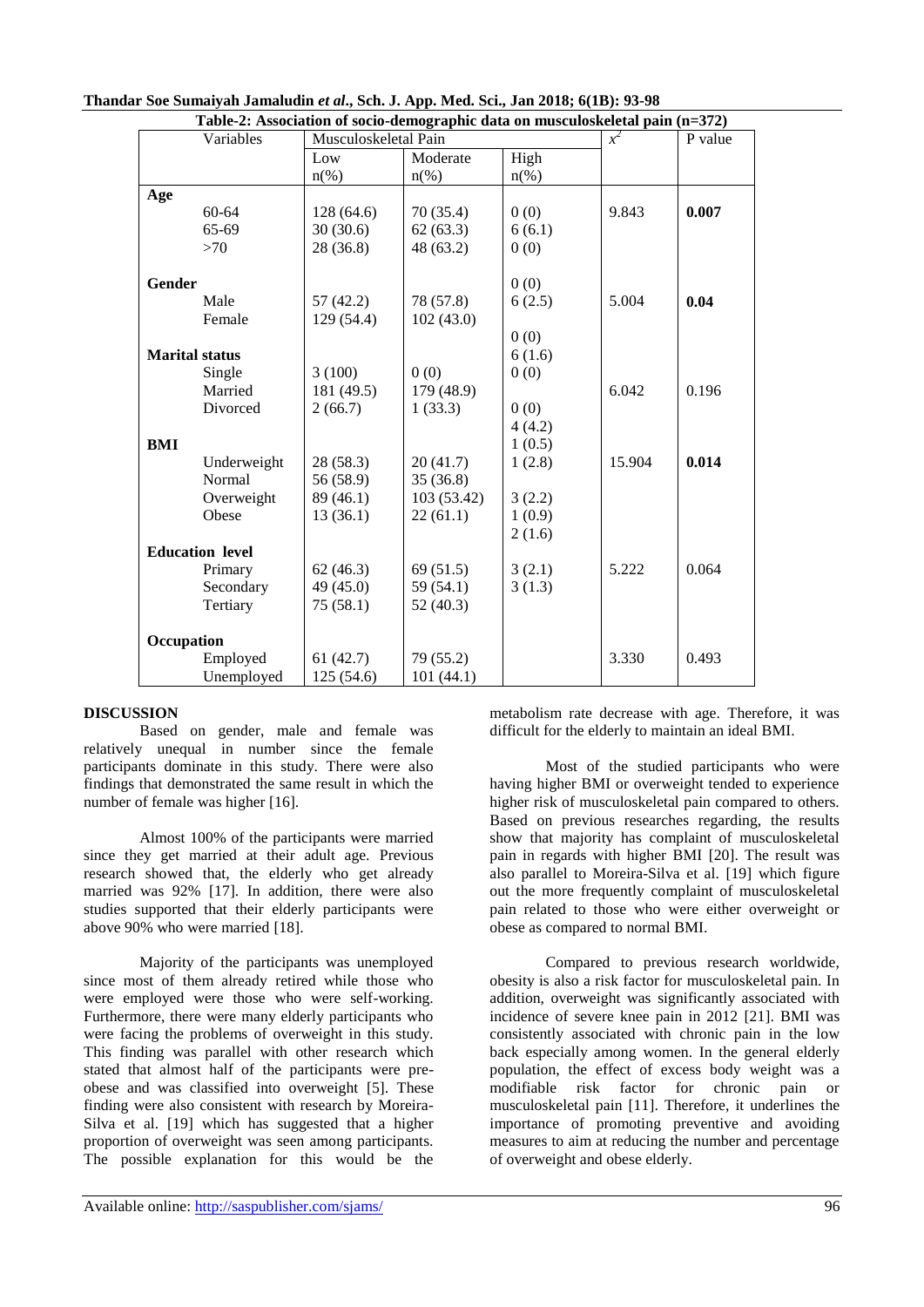**Table-2: Association of socio-demographic data on musculoskeletal pain (n=372)**

| Variables | Musculoskeletal Pain | | | $x^2$ | P value |
|---|---|---|---|---|---|
| | Low n(%) | Moderate n(%) | High n(%) | | |
| **Age** | | | | | |
| 60-64 | 128 (64.6) | 70 (35.4) | 0 (0) | 9.843 | **0.007** |
| 65-69 | 30 (30.6) | 62 (63.3) | 6 (6.1) | | |
| >70 | 28 (36.8) | 48 (63.2) | 0 (0) | | |
| **Gender** | | | 0 (0) | | |
| Male | 57 (42.2) | 78 (57.8) | 6 (2.5) | 5.004 | **0.04** |
| Female | 129 (54.4) | 102 (43.0) | | | |
| | | | 0 (0) | | |
| **Marital status** | | | 6 (1.6) | | |
| Single | 3 (100) | 0 (0) | 0 (0) | | |
| Married | 181 (49.5) | 179 (48.9) | | 6.042 | 0.196 |
| Divorced | 2 (66.7) | 1 (33.3) | 0 (0) | | |
| | | | 4 (4.2) | | |
| **BMI** | | | 1 (0.5) | | |
| Underweight | 28 (58.3) | 20 (41.7) | 1 (2.8) | 15.904 | **0.014** |
| Normal | 56 (58.9) | 35 (36.8) | | | |
| Overweight | 89 (46.1) | 103 (53.42) | 3 (2.2) | | |
| Obese | 13 (36.1) | 22 (61.1) | 1 (0.9) | | |
| | | | 2 (1.6) | | |
| **Education level** | | | | | |
| Primary | 62 (46.3) | 69 (51.5) | 3 (2.1) | 5.222 | 0.064 |
| Secondary | 49 (45.0) | 59 (54.1) | 3 (1.3) | | |
| Tertiary | 75 (58.1) | 52 (40.3) | | | |
| **Occupation** | | | | | |
| Employed | 61 (42.7) | 79 (55.2) | | 3.330 | 0.493 |
| Unemployed | 125 (54.6) | 101 (44.1) | | | |

## DISCUSSION

Based on gender, male and female was relatively unequal in number since the female participants dominate in this study. There were also findings that demonstrated the same result in which the number of female was higher [16].

Almost 100% of the participants were married since they get married at their adult age. Previous research showed that, the elderly who get already married was 92% [17]. In addition, there were also studies supported that their elderly participants were above 90% who were married [18].

Majority of the participants was unemployed since most of them already retired while those who were employed were those who were self-working. Furthermore, there were many elderly participants who were facing the problems of overweight in this study. This finding was parallel with other research which stated that almost half of the participants were pre-obese and was classified into overweight [5]. These finding were also consistent with research by Moreira-Silva et al. [19] which has suggested that a higher proportion of overweight was seen among participants. The possible explanation for this would be the metabolism rate decrease with age. Therefore, it was difficult for the elderly to maintain an ideal BMI.

Most of the studied participants who were having higher BMI or overweight tended to experience higher risk of musculoskeletal pain compared to others. Based on previous researches regarding, the results show that majority has complaint of musculoskeletal pain in regards with higher BMI [20]. The result was also parallel to Moreira-Silva et al. [19] which figure out the more frequently complaint of musculoskeletal pain related to those who were either overweight or obese as compared to normal BMI.

Compared to previous research worldwide, obesity is also a risk factor for musculoskeletal pain. In addition, overweight was significantly associated with incidence of severe knee pain in 2012 [21]. BMI was consistently associated with chronic pain in the low back especially among women. In the general elderly population, the effect of excess body weight was a modifiable risk factor for chronic pain or musculoskeletal pain [11]. Therefore, it underlines the importance of promoting preventive and avoiding measures to aim at reducing the number and percentage of overweight and obese elderly.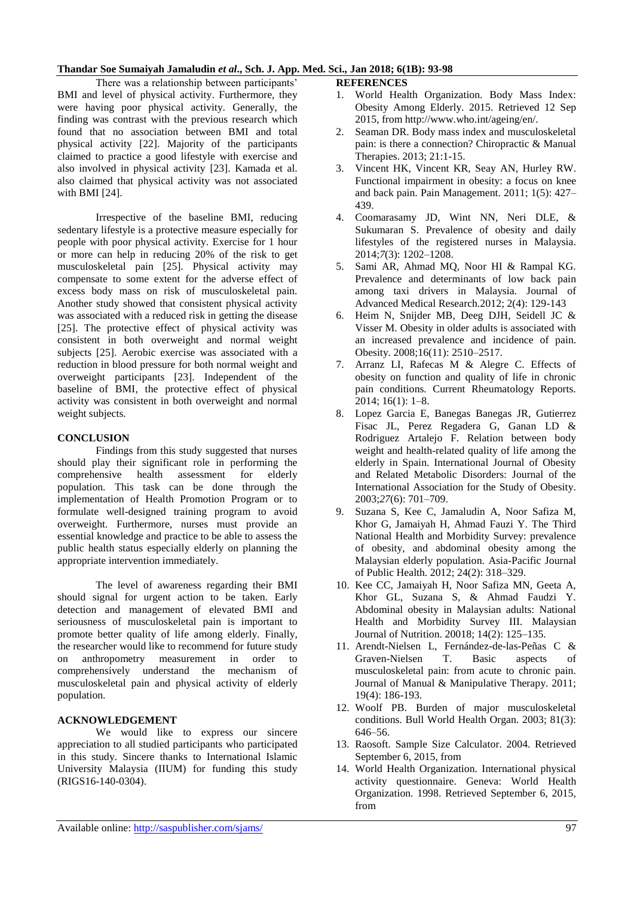There was a relationship between participants' BMI and level of physical activity. Furthermore, they were having poor physical activity. Generally, the finding was contrast with the previous research which found that no association between BMI and total physical activity [22]. Majority of the participants claimed to practice a good lifestyle with exercise and also involved in physical activity [23]. Kamada et al. also claimed that physical activity was not associated with BMI [24].

Irrespective of the baseline BMI, reducing sedentary lifestyle is a protective measure especially for people with poor physical activity. Exercise for 1 hour or more can help in reducing 20% of the risk to get musculoskeletal pain [25]. Physical activity may compensate to some extent for the adverse effect of excess body mass on risk of musculoskeletal pain. Another study showed that consistent physical activity was associated with a reduced risk in getting the disease [25]. The protective effect of physical activity was consistent in both overweight and normal weight subjects [25]. Aerobic exercise was associated with a reduction in blood pressure for both normal weight and overweight participants [23]. Independent of the baseline of BMI, the protective effect of physical activity was consistent in both overweight and normal weight subjects.

## CONCLUSION

Findings from this study suggested that nurses should play their significant role in performing the comprehensive health assessment for elderly population. This task can be done through the implementation of Health Promotion Program or to formulate well-designed training program to avoid overweight. Furthermore, nurses must provide an essential knowledge and practice to be able to assess the public health status especially elderly on planning the appropriate intervention immediately.

The level of awareness regarding their BMI should signal for urgent action to be taken. Early detection and management of elevated BMI and seriousness of musculoskeletal pain is important to promote better quality of life among elderly. Finally, the researcher would like to recommend for future study on anthropometry measurement in order to comprehensively understand the mechanism of musculoskeletal pain and physical activity of elderly population.

## ACKNOWLEDGEMENT

We would like to express our sincere appreciation to all studied participants who participated in this study. Sincere thanks to International Islamic University Malaysia (IIUM) for funding this study (RIGS16-140-0304).

## REFERENCES

1. World Health Organization. Body Mass Index: Obesity Among Elderly. 2015. Retrieved 12 Sep 2015, from http://www.who.int/ageing/en/.
2. Seaman DR. Body mass index and musculoskeletal pain: is there a connection? Chiropractic & Manual Therapies. 2013; 21:1-15.
3. Vincent HK, Vincent KR, Seay AN, Hurley RW. Functional impairment in obesity: a focus on knee and back pain. Pain Management. 2011; 1(5): 427–439.
4. Coomarasamy JD, Wint NN, Neri DLE, & Sukumaran S. Prevalence of obesity and daily lifestyles of the registered nurses in Malaysia. 2014;7(3): 1202–1208.
5. Sami AR, Ahmad MQ, Noor HI & Rampal KG. Prevalence and determinants of low back pain among taxi drivers in Malaysia. Journal of Advanced Medical Research.2012; 2(4): 129-143
6. Heim N, Snijder MB, Deeg DJH, Seidell JC & Visser M. Obesity in older adults is associated with an increased prevalence and incidence of pain. Obesity. 2008;16(11): 2510–2517.
7. Arranz LI, Rafecas M & Alegre C. Effects of obesity on function and quality of life in chronic pain conditions. Current Rheumatology Reports. 2014; 16(1): 1–8.
8. Lopez Garcia E, Banegas Banegas JR, Gutierrez Fisac JL, Perez Regadera G, Ganan LD & Rodriguez Artalejo F. Relation between body weight and health-related quality of life among the elderly in Spain. International Journal of Obesity and Related Metabolic Disorders: Journal of the International Association for the Study of Obesity. 2003;27(6): 701–709.
9. Suzana S, Kee C, Jamaludin A, Noor Safiza M, Khor G, Jamaiyah H, Ahmad Fauzi Y. The Third National Health and Morbidity Survey: prevalence of obesity, and abdominal obesity among the Malaysian elderly population. Asia-Pacific Journal of Public Health. 2012; 24(2): 318–329.
10. Kee CC, Jamaiyah H, Noor Safiza MN, Geeta A, Khor GL, Suzana S, & Ahmad Faudzi Y. Abdominal obesity in Malaysian adults: National Health and Morbidity Survey III. Malaysian Journal of Nutrition. 20018; 14(2): 125–135.
11. Arendt-Nielsen L, Fernández-de-las-Peñas C & Graven-Nielsen T. Basic aspects of musculoskeletal pain: from acute to chronic pain. Journal of Manual & Manipulative Therapy. 2011; 19(4): 186-193.
12. Woolf PB. Burden of major musculoskeletal conditions. Bull World Health Organ. 2003; 81(3): 646–56.
13. Raosoft. Sample Size Calculator. 2004. Retrieved September 6, 2015, from
14. World Health Organization. International physical activity questionnaire. Geneva: World Health Organization. 1998. Retrieved September 6, 2015, from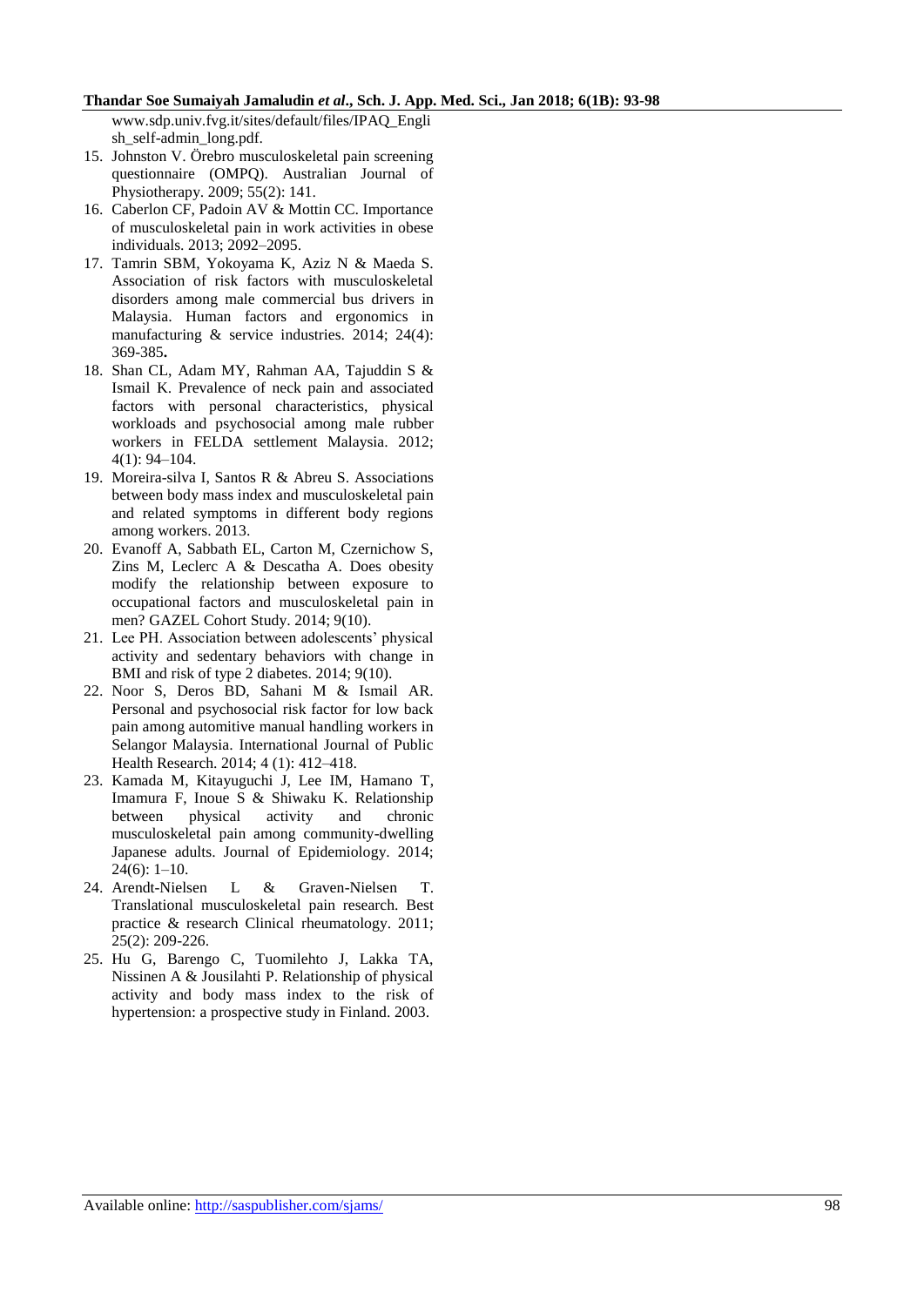www.sdp.univ.fvg.it/sites/default/files/IPAQ_English_self-admin_long.pdf.

15. Johnston V. Örebro musculoskeletal pain screening questionnaire (OMPQ). Australian Journal of Physiotherapy. 2009; 55(2): 141.
16. Caberlon CF, Padoin AV & Mottin CC. Importance of musculoskeletal pain in work activities in obese individuals. 2013; 2092–2095.
17. Tamrin SBM, Yokoyama K, Aziz N & Maeda S. Association of risk factors with musculoskeletal disorders among male commercial bus drivers in Malaysia. Human factors and ergonomics in manufacturing & service industries. 2014; 24(4): 369-385**.**
18. Shan CL, Adam MY, Rahman AA, Tajuddin S & Ismail K. Prevalence of neck pain and associated factors with personal characteristics, physical workloads and psychosocial among male rubber workers in FELDA settlement Malaysia. 2012; 4(1): 94–104.
19. Moreira-silva I, Santos R & Abreu S. Associations between body mass index and musculoskeletal pain and related symptoms in different body regions among workers. 2013.
20. Evanoff A, Sabbath EL, Carton M, Czernichow S, Zins M, Leclerc A & Descatha A. Does obesity modify the relationship between exposure to occupational factors and musculoskeletal pain in men? GAZEL Cohort Study. 2014; 9(10).
21. Lee PH. Association between adolescents' physical activity and sedentary behaviors with change in BMI and risk of type 2 diabetes. 2014; 9(10).
22. Noor S, Deros BD, Sahani M & Ismail AR. Personal and psychosocial risk factor for low back pain among automitive manual handling workers in Selangor Malaysia. International Journal of Public Health Research. 2014; 4 (1): 412–418.
23. Kamada M, Kitayuguchi J, Lee IM, Hamano T, Imamura F, Inoue S & Shiwaku K. Relationship between physical activity and chronic musculoskeletal pain among community-dwelling Japanese adults. Journal of Epidemiology. 2014; 24(6): 1–10.
24. Arendt-Nielsen L & Graven-Nielsen T. Translational musculoskeletal pain research. Best practice & research Clinical rheumatology. 2011; 25(2): 209-226.
25. Hu G, Barengo C, Tuomilehto J, Lakka TA, Nissinen A & Jousilahti P. Relationship of physical activity and body mass index to the risk of hypertension: a prospective study in Finland. 2003.